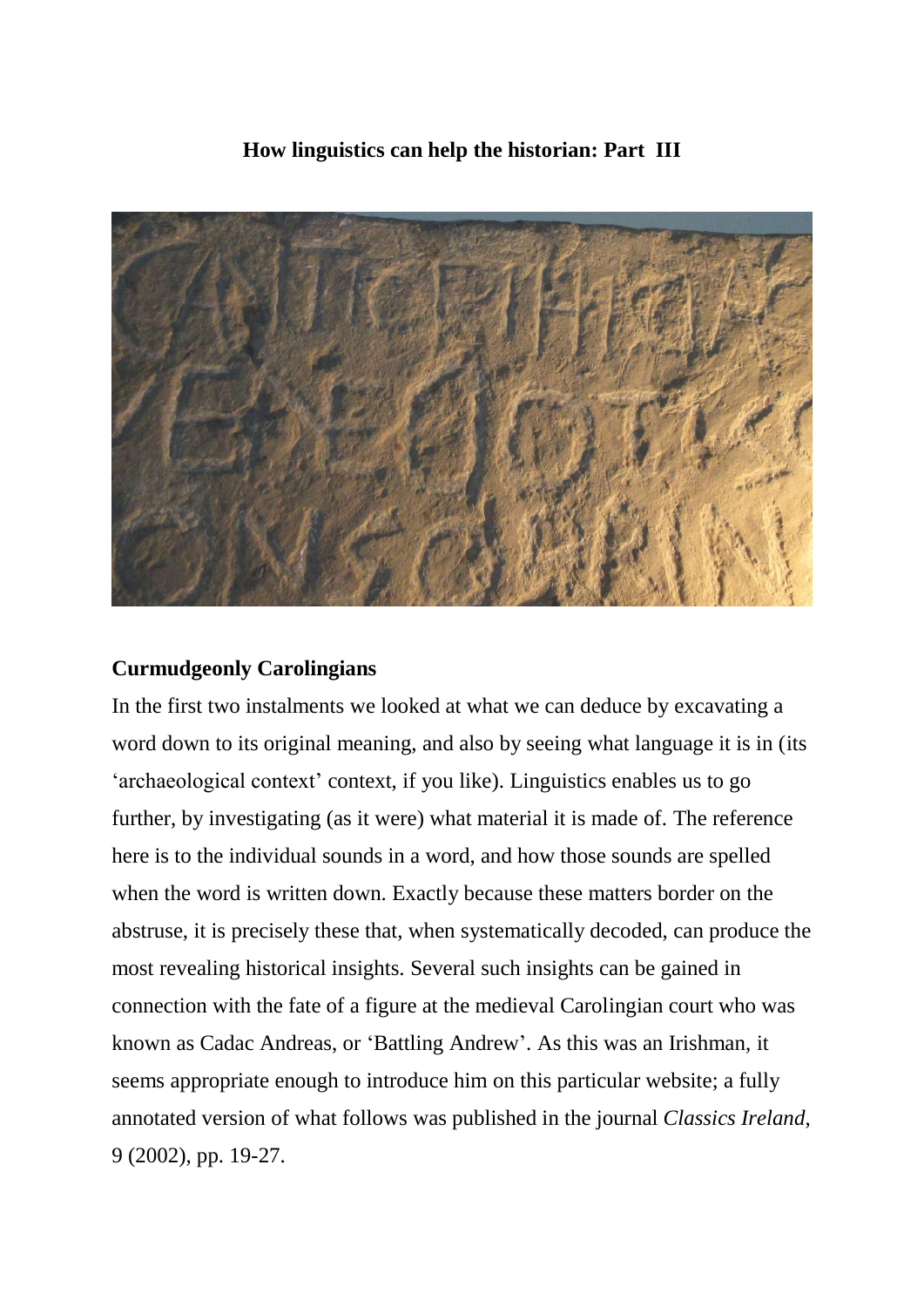**How linguistics can help the historian: Part III**

**Curmudgeonly Carolingians**

In the first two instalments we looked at what we can deduce by excavating a word down to its original meaning, and also by seeing what language it is in (its 'archaeological context' context, if you like). Linguistics enables us to go further, by investigating (as it were) what material it is made of. The reference here is to the individual sounds in a word, and how those sounds are spelled when the word is written down. Exactly because these matters border on the abstruse, it is precisely these that, when systematically decoded, can produce the most revealing historical insights. Several such insights can be gained in connection with the fate of a figure at the medieval Carolingian court who was known as Cadac Andreas, or 'Battling Andrew'. As this was an Irishman, it seems appropriate enough to introduce him on this particular website; a fully annotated version of what follows was published in the journal *Classics Ireland*, 9 (2002), pp. 19-27.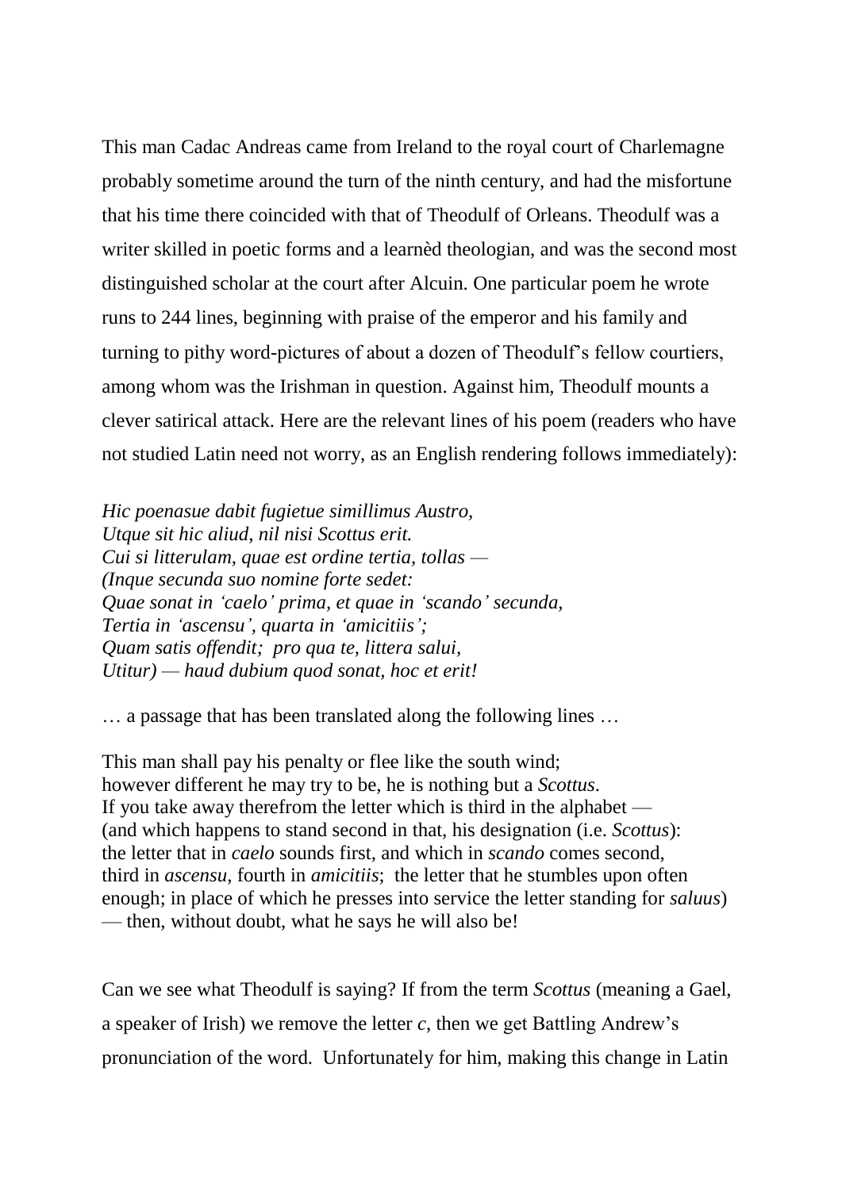This man Cadac Andreas came from Ireland to the royal court of Charlemagne probably sometime around the turn of the ninth century, and had the misfortune that his time there coincided with that of Theodulf of Orleans. Theodulf was a writer skilled in poetic forms and a learnèd theologian, and was the second most distinguished scholar at the court after Alcuin. One particular poem he wrote runs to 244 lines, beginning with praise of the emperor and his family and turning to pithy word-pictures of about a dozen of Theodulf's fellow courtiers, among whom was the Irishman in question. Against him, Theodulf mounts a clever satirical attack. Here are the relevant lines of his poem (readers who have not studied Latin need not worry, as an English rendering follows immediately):

*Hic poenasue dabit fugietue simillimus Austro,*  
*Utque sit hic aliud, nil nisi Scottus erit.*  
*Cui si litterulam, quae est ordine tertia, tollas —*  
*(Inque secunda suo nomine forte sedet:*  
*Quae sonat in 'caelo' prima, et quae in 'scando' secunda,*  
*Tertia in 'ascensu', quarta in 'amicitiis';*  
*Quam satis offendit; pro qua te, littera salui,*  
*Utitur) — haud dubium quod sonat, hoc et erit!*

… a passage that has been translated along the following lines …

This man shall pay his penalty or flee like the south wind;  
however different he may try to be, he is nothing but a *Scottus*.  
If you take away therefrom the letter which is third in the alphabet —  
(and which happens to stand second in that, his designation (i.e. *Scottus*):  
the letter that in *caelo* sounds first, and which in *scando* comes second,  
third in *ascensu*, fourth in *amicitiis*; the letter that he stumbles upon often enough; in place of which he presses into service the letter standing for *saluus*)  
— then, without doubt, what he says he will also be!

Can we see what Theodulf is saying? If from the term *Scottus* (meaning a Gael, a speaker of Irish) we remove the letter *c*, then we get Battling Andrew's pronunciation of the word. Unfortunately for him, making this change in Latin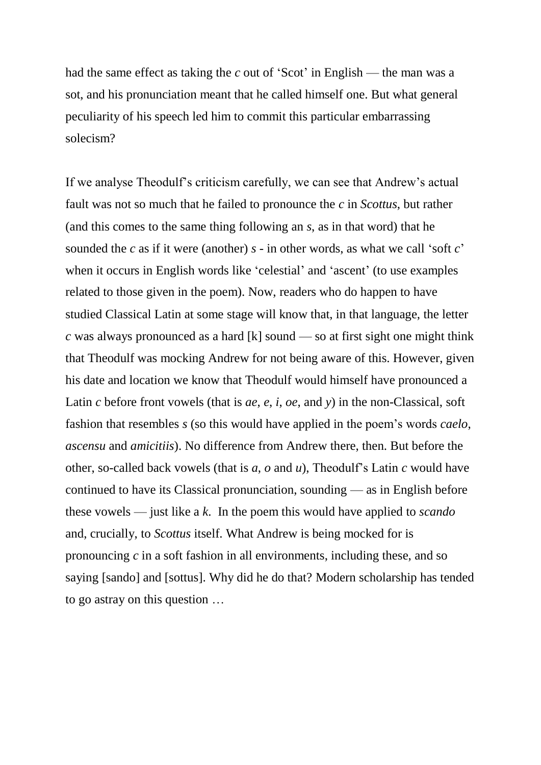had the same effect as taking the *c* out of 'Scot' in English — the man was a sot, and his pronunciation meant that he called himself one. But what general peculiarity of his speech led him to commit this particular embarrassing solecism?

If we analyse Theodulf's criticism carefully, we can see that Andrew's actual fault was not so much that he failed to pronounce the *c* in *Scottus*, but rather (and this comes to the same thing following an *s*, as in that word) that he sounded the *c* as if it were (another) *s* - in other words, as what we call 'soft *c*' when it occurs in English words like 'celestial' and 'ascent' (to use examples related to those given in the poem). Now, readers who do happen to have studied Classical Latin at some stage will know that, in that language, the letter *c* was always pronounced as a hard [k] sound — so at first sight one might think that Theodulf was mocking Andrew for not being aware of this. However, given his date and location we know that Theodulf would himself have pronounced a Latin *c* before front vowels (that is *ae*, *e*, *i*, *oe*, and *y*) in the non-Classical, soft fashion that resembles *s* (so this would have applied in the poem's words *caelo*, *ascensu* and *amicitiis*). No difference from Andrew there, then. But before the other, so-called back vowels (that is *a*, *o* and *u*), Theodulf's Latin *c* would have continued to have its Classical pronunciation, sounding — as in English before these vowels — just like a *k*. In the poem this would have applied to *scando* and, crucially, to *Scottus* itself. What Andrew is being mocked for is pronouncing *c* in a soft fashion in all environments, including these, and so saying [sando] and [sottus]. Why did he do that? Modern scholarship has tended to go astray on this question …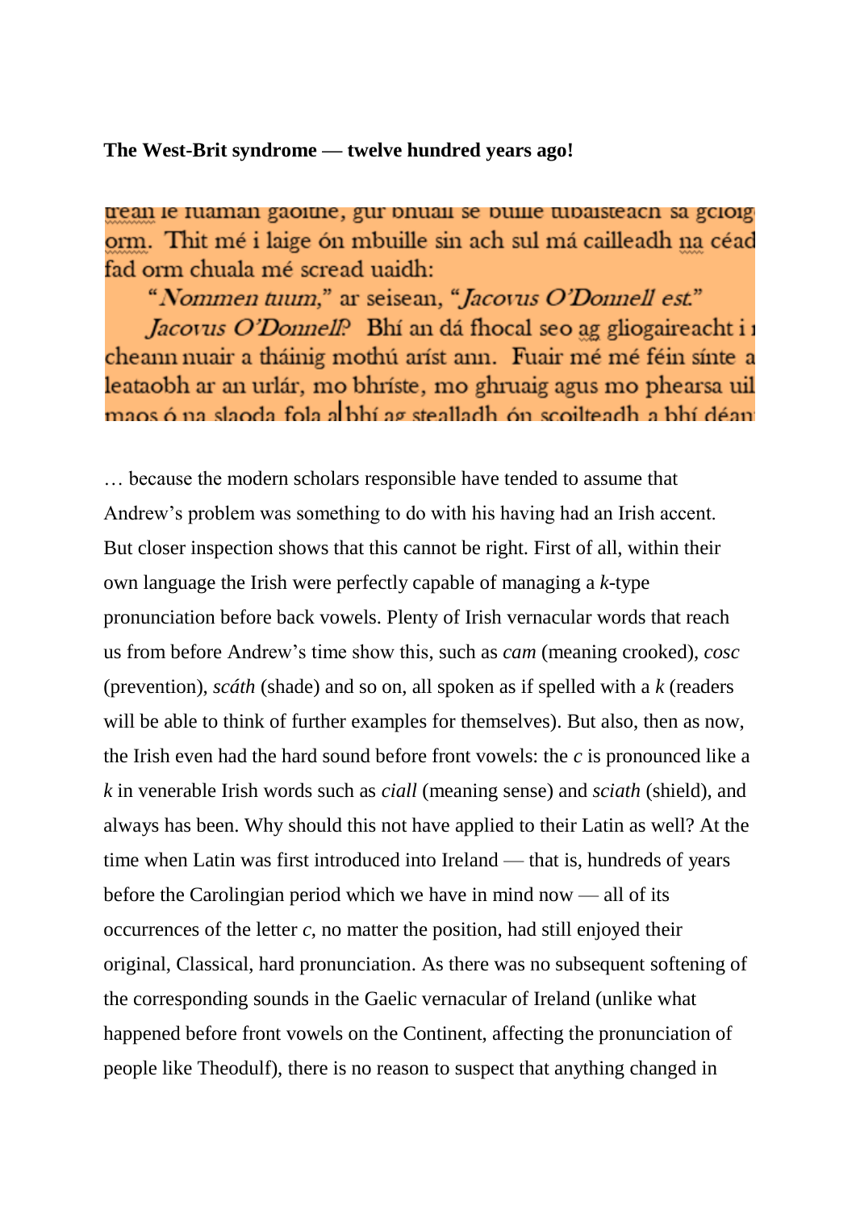**The West-Brit syndrome — twelve hundred years ago!**

trean le fuaman gaoithe, gur bhuail sé buille tubaisteach sa gcloig orm. Thit mé i laige ón mbuille sin ach sul má cailleadh na céad fad orm chuala mé scread uaidh:

"*Nommen tuum*," ar seisean, "*Jacovus O'Donnell est.*"

*Jacovus O'Donnell*? Bhí an dá fhocal seo ag gliogaireacht i cheann nuair a tháinig mothú arís ann. Fuair mé mé féin sínte a leataobh ar an urlár, mo bhríste, mo ghruaig agus mo phearsa uil maos ó na slaoda fola a bhí ag stealladh ón scoilteadh a bhí déan

… because the modern scholars responsible have tended to assume that Andrew's problem was something to do with his having had an Irish accent. But closer inspection shows that this cannot be right. First of all, within their own language the Irish were perfectly capable of managing a *k*-type pronunciation before back vowels. Plenty of Irish vernacular words that reach us from before Andrew's time show this, such as *cam* (meaning crooked), *cosc* (prevention), *scáth* (shade) and so on, all spoken as if spelled with a *k* (readers will be able to think of further examples for themselves). But also, then as now, the Irish even had the hard sound before front vowels: the *c* is pronounced like a *k* in venerable Irish words such as *ciall* (meaning sense) and *sciath* (shield), and always has been. Why should this not have applied to their Latin as well? At the time when Latin was first introduced into Ireland — that is, hundreds of years before the Carolingian period which we have in mind now — all of its occurrences of the letter *c*, no matter the position, had still enjoyed their original, Classical, hard pronunciation. As there was no subsequent softening of the corresponding sounds in the Gaelic vernacular of Ireland (unlike what happened before front vowels on the Continent, affecting the pronunciation of people like Theodulf), there is no reason to suspect that anything changed in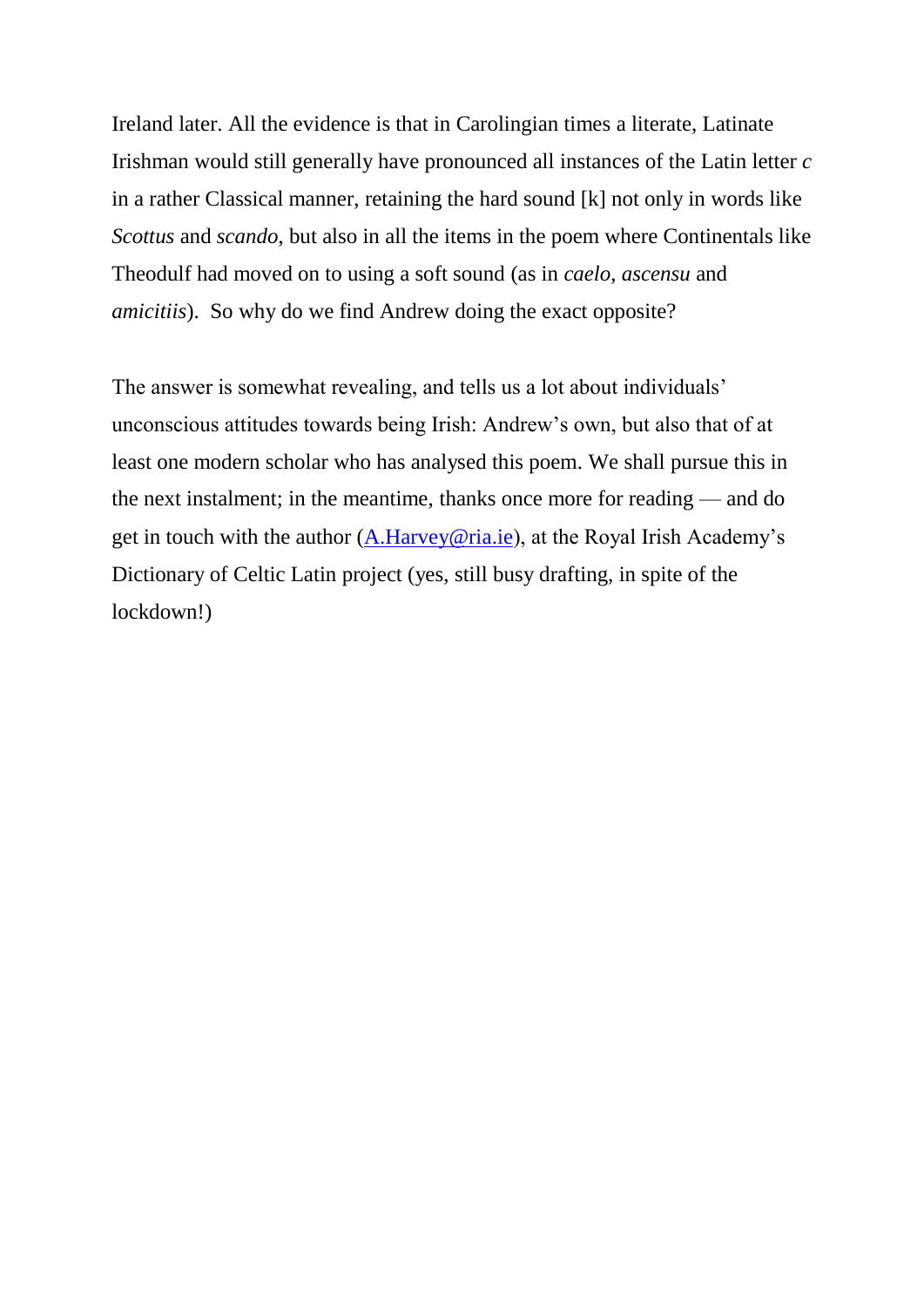Ireland later. All the evidence is that in Carolingian times a literate, Latinate Irishman would still generally have pronounced all instances of the Latin letter *c* in a rather Classical manner, retaining the hard sound [k] not only in words like *Scottus* and *scando*, but also in all the items in the poem where Continentals like Theodulf had moved on to using a soft sound (as in *caelo*, *ascensu* and *amicitiis*). So why do we find Andrew doing the exact opposite?

The answer is somewhat revealing, and tells us a lot about individuals' unconscious attitudes towards being Irish: Andrew's own, but also that of at least one modern scholar who has analysed this poem. We shall pursue this in the next instalment; in the meantime, thanks once more for reading — and do get in touch with the author (A.Harvey@ria.ie), at the Royal Irish Academy's Dictionary of Celtic Latin project (yes, still busy drafting, in spite of the lockdown!)